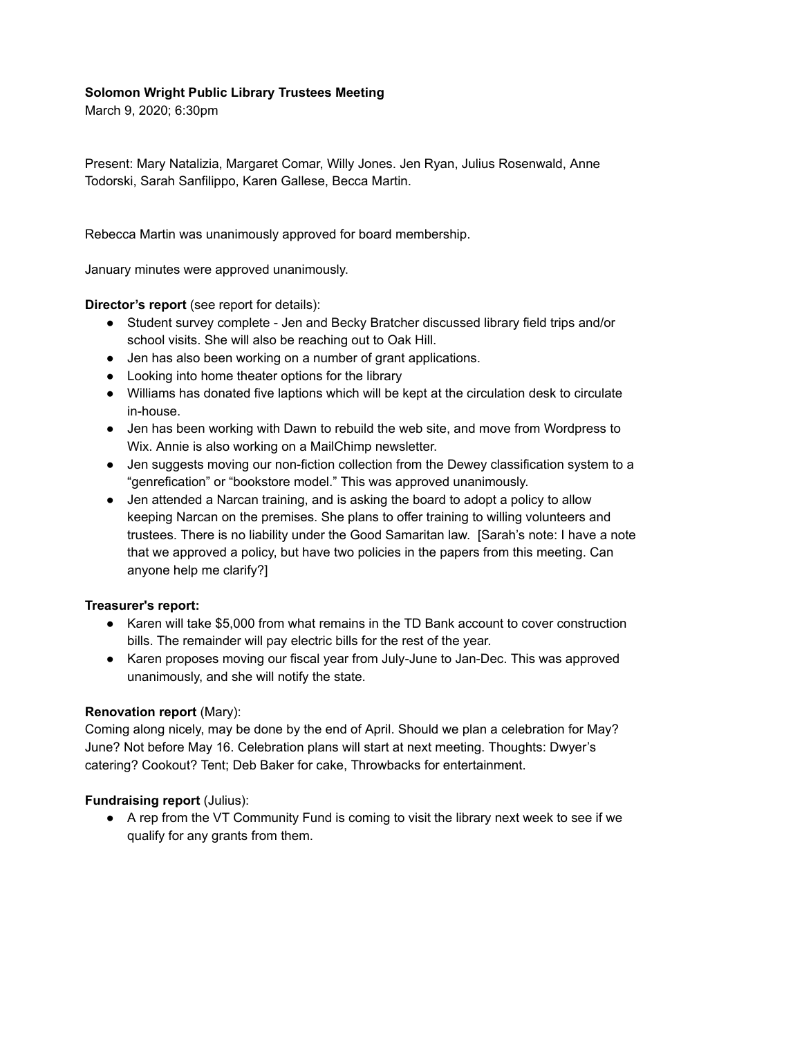**Solomon Wright Public Library Trustees Meeting**

March 9, 2020; 6:30pm

Present: Mary Natalizia, Margaret Comar, Willy Jones. Jen Ryan, Julius Rosenwald, Anne Todorski, Sarah Sanfilippo, Karen Gallese, Becca Martin.

Rebecca Martin was unanimously approved for board membership.

January minutes were approved unanimously.

**Director's report** (see report for details):

- Student survey complete - Jen and Becky Bratcher discussed library field trips and/or school visits. She will also be reaching out to Oak Hill.
- Jen has also been working on a number of grant applications.
- Looking into home theater options for the library
- Williams has donated five laptions which will be kept at the circulation desk to circulate in-house.
- Jen has been working with Dawn to rebuild the web site, and move from Wordpress to Wix. Annie is also working on a MailChimp newsletter.
- Jen suggests moving our non-fiction collection from the Dewey classification system to a "genrefication" or "bookstore model." This was approved unanimously.
- Jen attended a Narcan training, and is asking the board to adopt a policy to allow keeping Narcan on the premises. She plans to offer training to willing volunteers and trustees. There is no liability under the Good Samaritan law. [Sarah's note: I have a note that we approved a policy, but have two policies in the papers from this meeting. Can anyone help me clarify?]

**Treasurer's report:**

- Karen will take $5,000 from what remains in the TD Bank account to cover construction bills. The remainder will pay electric bills for the rest of the year.
- Karen proposes moving our fiscal year from July-June to Jan-Dec. This was approved unanimously, and she will notify the state.

**Renovation report** (Mary):

Coming along nicely, may be done by the end of April. Should we plan a celebration for May? June? Not before May 16. Celebration plans will start at next meeting. Thoughts: Dwyer's catering? Cookout? Tent; Deb Baker for cake, Throwbacks for entertainment.

**Fundraising report** (Julius):

- A rep from the VT Community Fund is coming to visit the library next week to see if we qualify for any grants from them.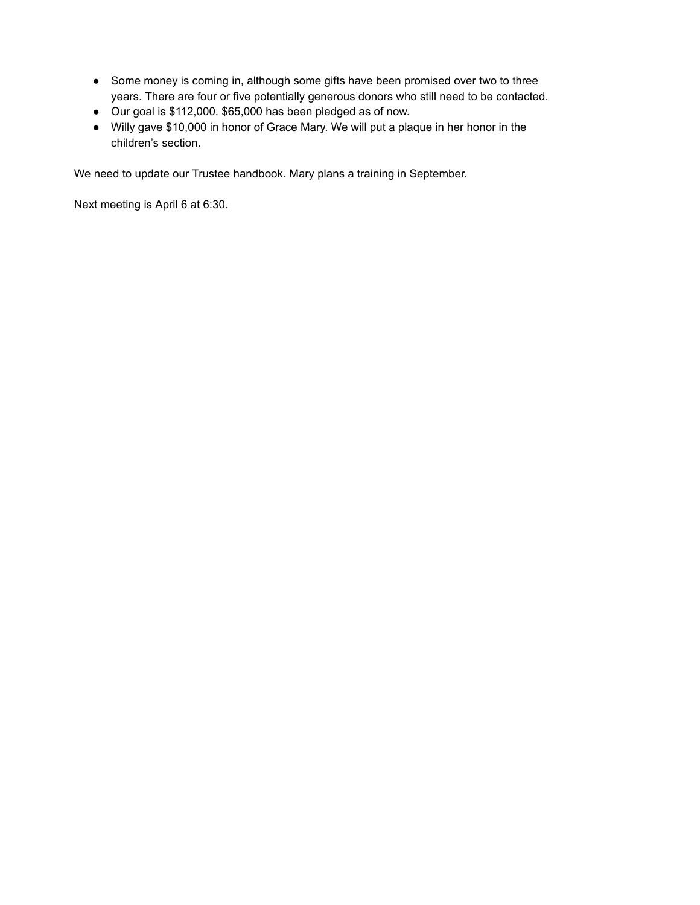- Some money is coming in, although some gifts have been promised over two to three years. There are four or five potentially generous donors who still need to be contacted.
- Our goal is $112,000. $65,000 has been pledged as of now.
- Willy gave $10,000 in honor of Grace Mary. We will put a plaque in her honor in the children's section.

We need to update our Trustee handbook. Mary plans a training in September.

Next meeting is April 6 at 6:30.